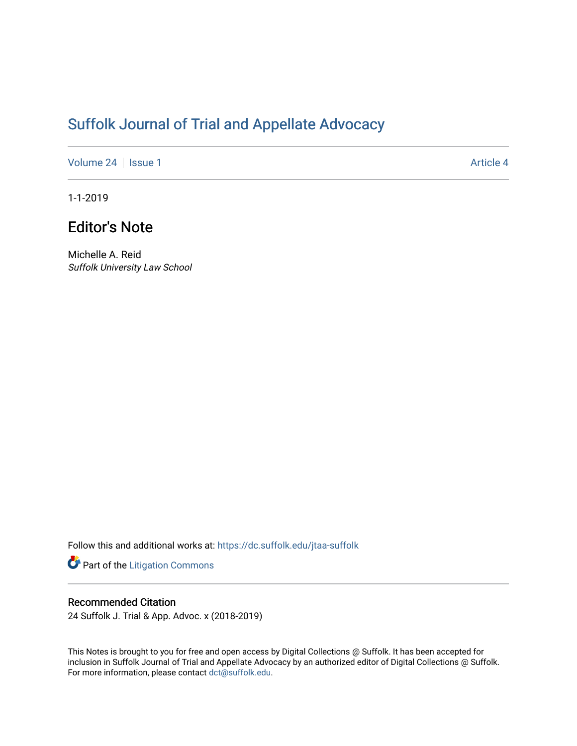# Suffolk Journal of Trial and Appellate Advocacy

Volume 24 | Issue 1 | Article 4

1-1-2019

## Editor's Note

Michelle A. Reid
*Suffolk University Law School*

Follow this and additional works at: https://dc.suffolk.edu/jtaa-suffolk

Part of the Litigation Commons

### Recommended Citation

24 Suffolk J. Trial & App. Advoc. x (2018-2019)

This Notes is brought to you for free and open access by Digital Collections @ Suffolk. It has been accepted for inclusion in Suffolk Journal of Trial and Appellate Advocacy by an authorized editor of Digital Collections @ Suffolk. For more information, please contact dct@suffolk.edu.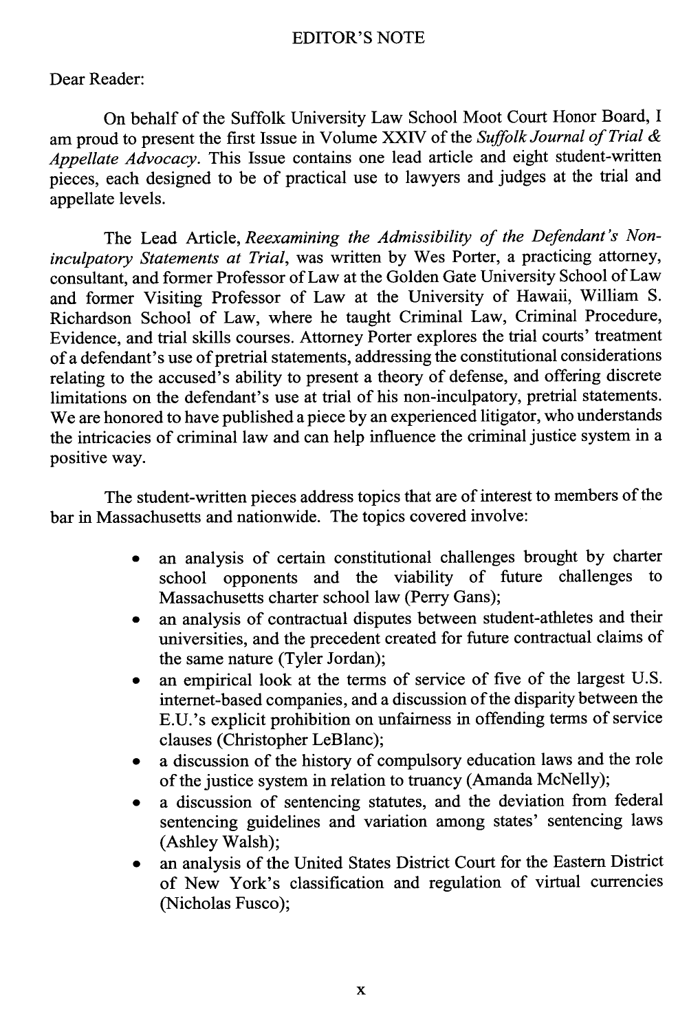# EDITOR'S NOTE

Dear Reader:

On behalf of the Suffolk University Law School Moot Court Honor Board, I am proud to present the first Issue in Volume XXIV of the *Suffolk Journal of Trial & Appellate Advocacy*. This Issue contains one lead article and eight student-written pieces, each designed to be of practical use to lawyers and judges at the trial and appellate levels.

The Lead Article, *Reexamining the Admissibility of the Defendant's Non-inculpatory Statements at Trial*, was written by Wes Porter, a practicing attorney, consultant, and former Professor of Law at the Golden Gate University School of Law and former Visiting Professor of Law at the University of Hawaii, William S. Richardson School of Law, where he taught Criminal Law, Criminal Procedure, Evidence, and trial skills courses. Attorney Porter explores the trial courts' treatment of a defendant's use of pretrial statements, addressing the constitutional considerations relating to the accused's ability to present a theory of defense, and offering discrete limitations on the defendant's use at trial of his non-inculpatory, pretrial statements. We are honored to have published a piece by an experienced litigator, who understands the intricacies of criminal law and can help influence the criminal justice system in a positive way.

The student-written pieces address topics that are of interest to members of the bar in Massachusetts and nationwide. The topics covered involve:

- an analysis of certain constitutional challenges brought by charter school opponents and the viability of future challenges to Massachusetts charter school law (Perry Gans);
- an analysis of contractual disputes between student-athletes and their universities, and the precedent created for future contractual claims of the same nature (Tyler Jordan);
- an empirical look at the terms of service of five of the largest U.S. internet-based companies, and a discussion of the disparity between the E.U.'s explicit prohibition on unfairness in offending terms of service clauses (Christopher LeBlanc);
- a discussion of the history of compulsory education laws and the role of the justice system in relation to truancy (Amanda McNelly);
- a discussion of sentencing statutes, and the deviation from federal sentencing guidelines and variation among states' sentencing laws (Ashley Walsh);
- an analysis of the United States District Court for the Eastern District of New York's classification and regulation of virtual currencies (Nicholas Fusco);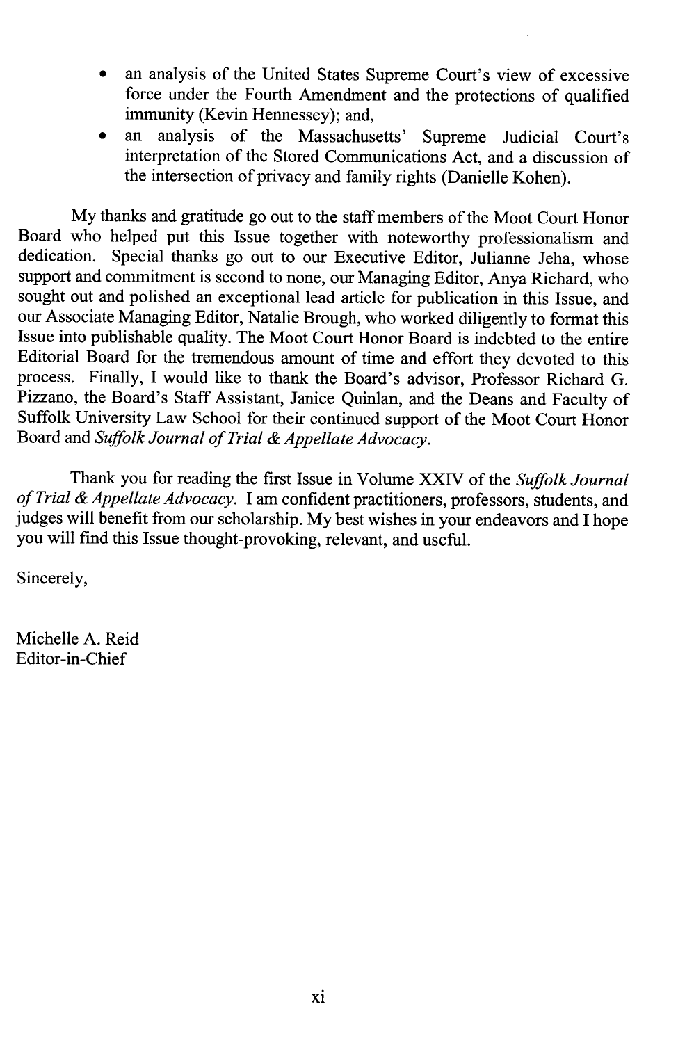- an analysis of the United States Supreme Court's view of excessive force under the Fourth Amendment and the protections of qualified immunity (Kevin Hennessey); and,
- an analysis of the Massachusetts' Supreme Judicial Court's interpretation of the Stored Communications Act, and a discussion of the intersection of privacy and family rights (Danielle Kohen).

My thanks and gratitude go out to the staff members of the Moot Court Honor Board who helped put this Issue together with noteworthy professionalism and dedication. Special thanks go out to our Executive Editor, Julianne Jeha, whose support and commitment is second to none, our Managing Editor, Anya Richard, who sought out and polished an exceptional lead article for publication in this Issue, and our Associate Managing Editor, Natalie Brough, who worked diligently to format this Issue into publishable quality. The Moot Court Honor Board is indebted to the entire Editorial Board for the tremendous amount of time and effort they devoted to this process. Finally, I would like to thank the Board's advisor, Professor Richard G. Pizzano, the Board's Staff Assistant, Janice Quinlan, and the Deans and Faculty of Suffolk University Law School for their continued support of the Moot Court Honor Board and *Suffolk Journal of Trial & Appellate Advocacy*.

Thank you for reading the first Issue in Volume XXIV of the *Suffolk Journal of Trial & Appellate Advocacy*. I am confident practitioners, professors, students, and judges will benefit from our scholarship. My best wishes in your endeavors and I hope you will find this Issue thought-provoking, relevant, and useful.

Sincerely,

Michelle A. Reid
Editor-in-Chief